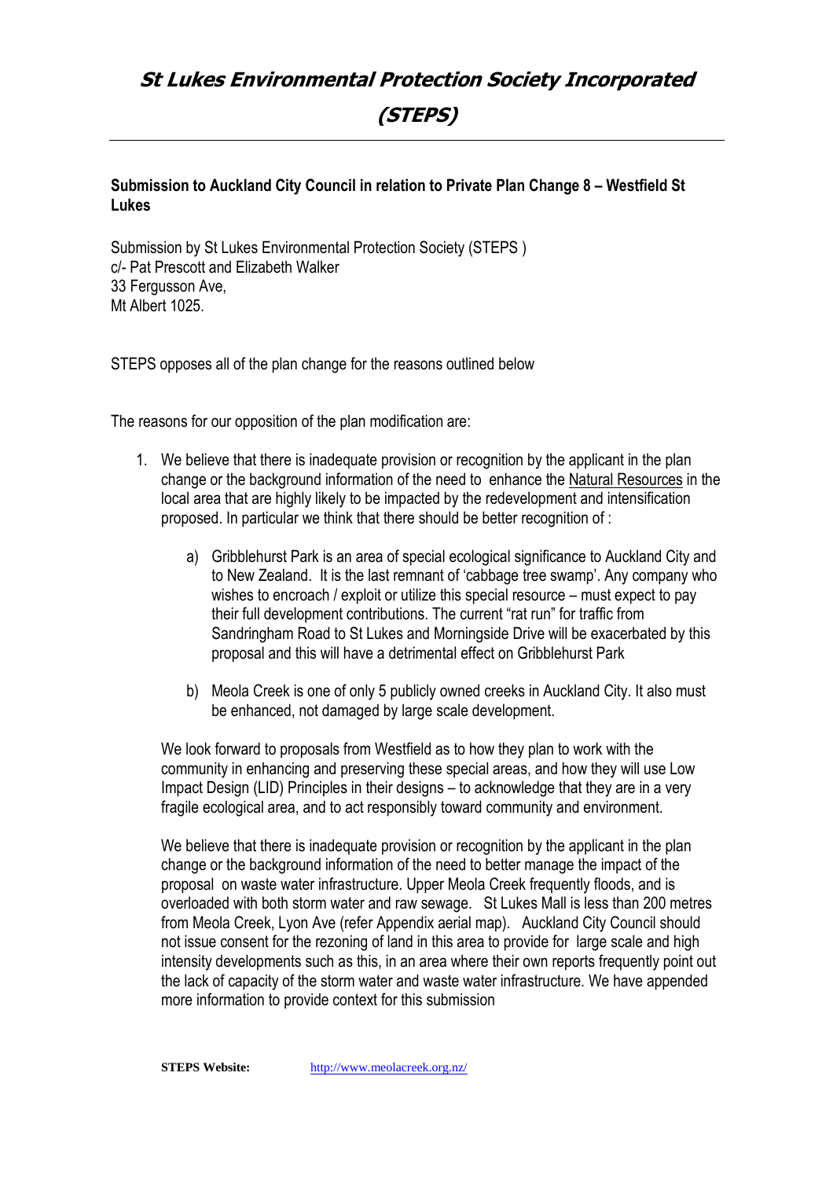# St Lukes Environmental Protection Society Incorporated (STEPS)

**Submission to Auckland City Council in relation to Private Plan Change 8 – Westfield St Lukes**

Submission by St Lukes Environmental Protection Society (STEPS )
c/- Pat Prescott and Elizabeth Walker
33 Fergusson Ave,
Mt Albert 1025.

STEPS opposes all of the plan change for the reasons outlined below

The reasons for our opposition of the plan modification are:

1. We believe that there is inadequate provision or recognition by the applicant in the plan change or the background information of the need to enhance the Natural Resources in the local area that are highly likely to be impacted by the redevelopment and intensification proposed. In particular we think that there should be better recognition of :

   a) Gribblehurst Park is an area of special ecological significance to Auckland City and to New Zealand. It is the last remnant of 'cabbage tree swamp'. Any company who wishes to encroach / exploit or utilize this special resource – must expect to pay their full development contributions. The current "rat run" for traffic from Sandringham Road to St Lukes and Morningside Drive will be exacerbated by this proposal and this will have a detrimental effect on Gribblehurst Park

   b) Meola Creek is one of only 5 publicly owned creeks in Auckland City. It also must be enhanced, not damaged by large scale development.

   We look forward to proposals from Westfield as to how they plan to work with the community in enhancing and preserving these special areas, and how they will use Low Impact Design (LID) Principles in their designs – to acknowledge that they are in a very fragile ecological area, and to act responsibly toward community and environment.

   We believe that there is inadequate provision or recognition by the applicant in the plan change or the background information of the need to better manage the impact of the proposal on waste water infrastructure. Upper Meola Creek frequently floods, and is overloaded with both storm water and raw sewage. St Lukes Mall is less than 200 metres from Meola Creek, Lyon Ave (refer Appendix aerial map). Auckland City Council should not issue consent for the rezoning of land in this area to provide for large scale and high intensity developments such as this, in an area where their own reports frequently point out the lack of capacity of the storm water and waste water infrastructure. We have appended more information to provide context for this submission

**STEPS Website:** http://www.meolacreek.org.nz/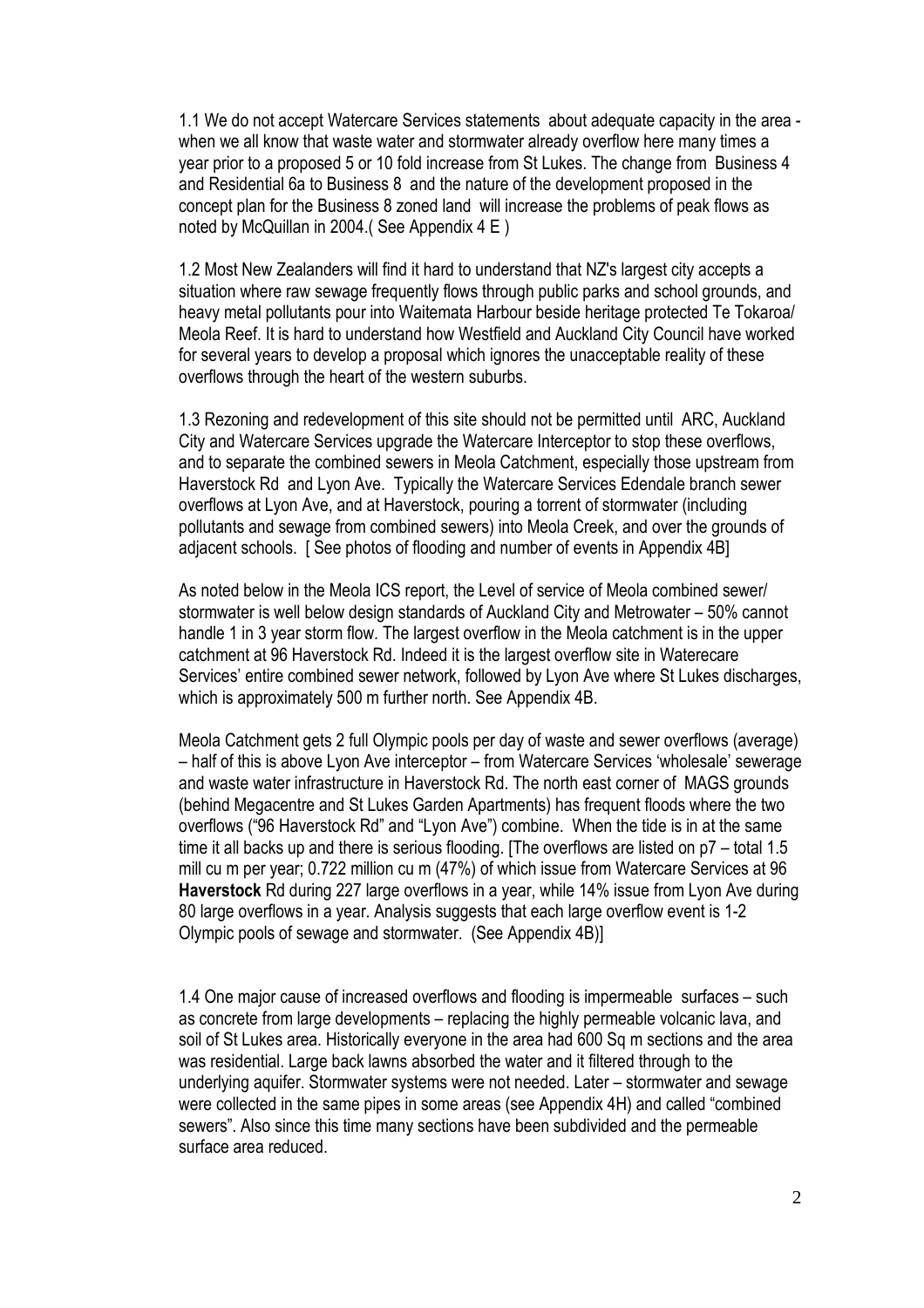1.1 We do not accept Watercare Services statements about adequate capacity in the area - when we all know that waste water and stormwater already overflow here many times a year prior to a proposed 5 or 10 fold increase from St Lukes. The change from Business 4 and Residential 6a to Business 8 and the nature of the development proposed in the concept plan for the Business 8 zoned land will increase the problems of peak flows as noted by McQuillan in 2004.( See Appendix 4 E )

1.2 Most New Zealanders will find it hard to understand that NZ's largest city accepts a situation where raw sewage frequently flows through public parks and school grounds, and heavy metal pollutants pour into Waitemata Harbour beside heritage protected Te Tokaroa/ Meola Reef. It is hard to understand how Westfield and Auckland City Council have worked for several years to develop a proposal which ignores the unacceptable reality of these overflows through the heart of the western suburbs.

1.3 Rezoning and redevelopment of this site should not be permitted until ARC, Auckland City and Watercare Services upgrade the Watercare Interceptor to stop these overflows, and to separate the combined sewers in Meola Catchment, especially those upstream from Haverstock Rd and Lyon Ave. Typically the Watercare Services Edendale branch sewer overflows at Lyon Ave, and at Haverstock, pouring a torrent of stormwater (including pollutants and sewage from combined sewers) into Meola Creek, and over the grounds of adjacent schools. [ See photos of flooding and number of events in Appendix 4B]

As noted below in the Meola ICS report, the Level of service of Meola combined sewer/ stormwater is well below design standards of Auckland City and Metrowater – 50% cannot handle 1 in 3 year storm flow. The largest overflow in the Meola catchment is in the upper catchment at 96 Haverstock Rd. Indeed it is the largest overflow site in Waterecare Services' entire combined sewer network, followed by Lyon Ave where St Lukes discharges, which is approximately 500 m further north. See Appendix 4B.

Meola Catchment gets 2 full Olympic pools per day of waste and sewer overflows (average) – half of this is above Lyon Ave interceptor – from Watercare Services 'wholesale' sewerage and waste water infrastructure in Haverstock Rd. The north east corner of MAGS grounds (behind Megacentre and St Lukes Garden Apartments) has frequent floods where the two overflows ("96 Haverstock Rd" and "Lyon Ave") combine. When the tide is in at the same time it all backs up and there is serious flooding. [The overflows are listed on p7 – total 1.5 mill cu m per year; 0.722 million cu m (47%) of which issue from Watercare Services at 96 **Haverstock** Rd during 227 large overflows in a year, while 14% issue from Lyon Ave during 80 large overflows in a year. Analysis suggests that each large overflow event is 1-2 Olympic pools of sewage and stormwater. (See Appendix 4B)]

1.4 One major cause of increased overflows and flooding is impermeable surfaces – such as concrete from large developments – replacing the highly permeable volcanic lava, and soil of St Lukes area. Historically everyone in the area had 600 Sq m sections and the area was residential. Large back lawns absorbed the water and it filtered through to the underlying aquifer. Stormwater systems were not needed. Later – stormwater and sewage were collected in the same pipes in some areas (see Appendix 4H) and called "combined sewers". Also since this time many sections have been subdivided and the permeable surface area reduced.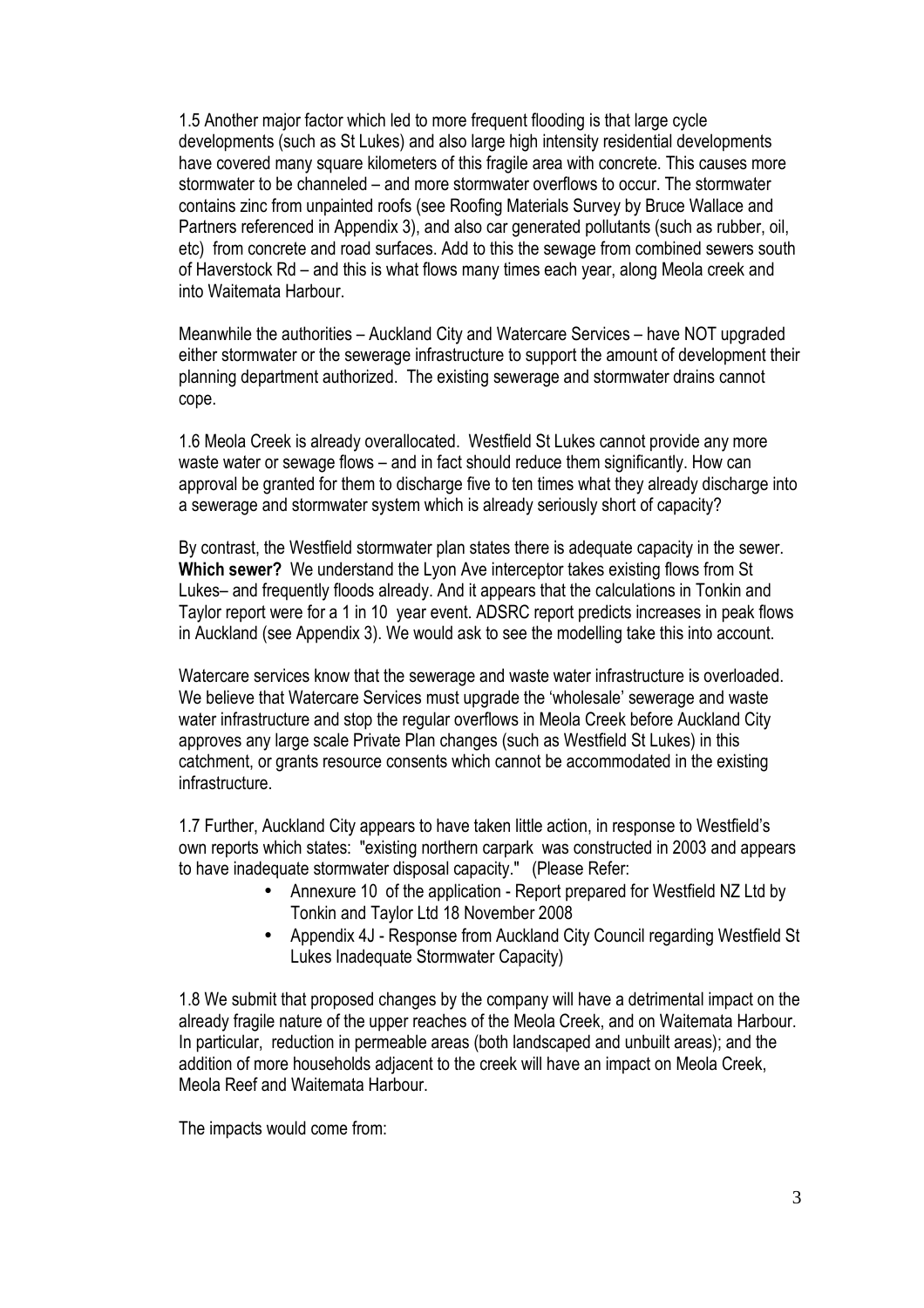1.5 Another major factor which led to more frequent flooding is that large cycle developments (such as St Lukes) and also large high intensity residential developments have covered many square kilometers of this fragile area with concrete. This causes more stormwater to be channeled – and more stormwater overflows to occur. The stormwater contains zinc from unpainted roofs (see Roofing Materials Survey by Bruce Wallace and Partners referenced in Appendix 3), and also car generated pollutants (such as rubber, oil, etc) from concrete and road surfaces. Add to this the sewage from combined sewers south of Haverstock Rd – and this is what flows many times each year, along Meola creek and into Waitemata Harbour.

Meanwhile the authorities – Auckland City and Watercare Services – have NOT upgraded either stormwater or the sewerage infrastructure to support the amount of development their planning department authorized. The existing sewerage and stormwater drains cannot cope.

1.6 Meola Creek is already overallocated. Westfield St Lukes cannot provide any more waste water or sewage flows – and in fact should reduce them significantly. How can approval be granted for them to discharge five to ten times what they already discharge into a sewerage and stormwater system which is already seriously short of capacity?

By contrast, the Westfield stormwater plan states there is adequate capacity in the sewer. **Which sewer?** We understand the Lyon Ave interceptor takes existing flows from St Lukes– and frequently floods already. And it appears that the calculations in Tonkin and Taylor report were for a 1 in 10 year event. ADSRC report predicts increases in peak flows in Auckland (see Appendix 3). We would ask to see the modelling take this into account.

Watercare services know that the sewerage and waste water infrastructure is overloaded. We believe that Watercare Services must upgrade the 'wholesale' sewerage and waste water infrastructure and stop the regular overflows in Meola Creek before Auckland City approves any large scale Private Plan changes (such as Westfield St Lukes) in this catchment, or grants resource consents which cannot be accommodated in the existing infrastructure.

1.7 Further, Auckland City appears to have taken little action, in response to Westfield's own reports which states: "existing northern carpark was constructed in 2003 and appears to have inadequate stormwater disposal capacity." (Please Refer:

- Annexure 10 of the application - Report prepared for Westfield NZ Ltd by Tonkin and Taylor Ltd 18 November 2008
- Appendix 4J - Response from Auckland City Council regarding Westfield St Lukes Inadequate Stormwater Capacity)

1.8 We submit that proposed changes by the company will have a detrimental impact on the already fragile nature of the upper reaches of the Meola Creek, and on Waitemata Harbour. In particular, reduction in permeable areas (both landscaped and unbuilt areas); and the addition of more households adjacent to the creek will have an impact on Meola Creek, Meola Reef and Waitemata Harbour.

The impacts would come from: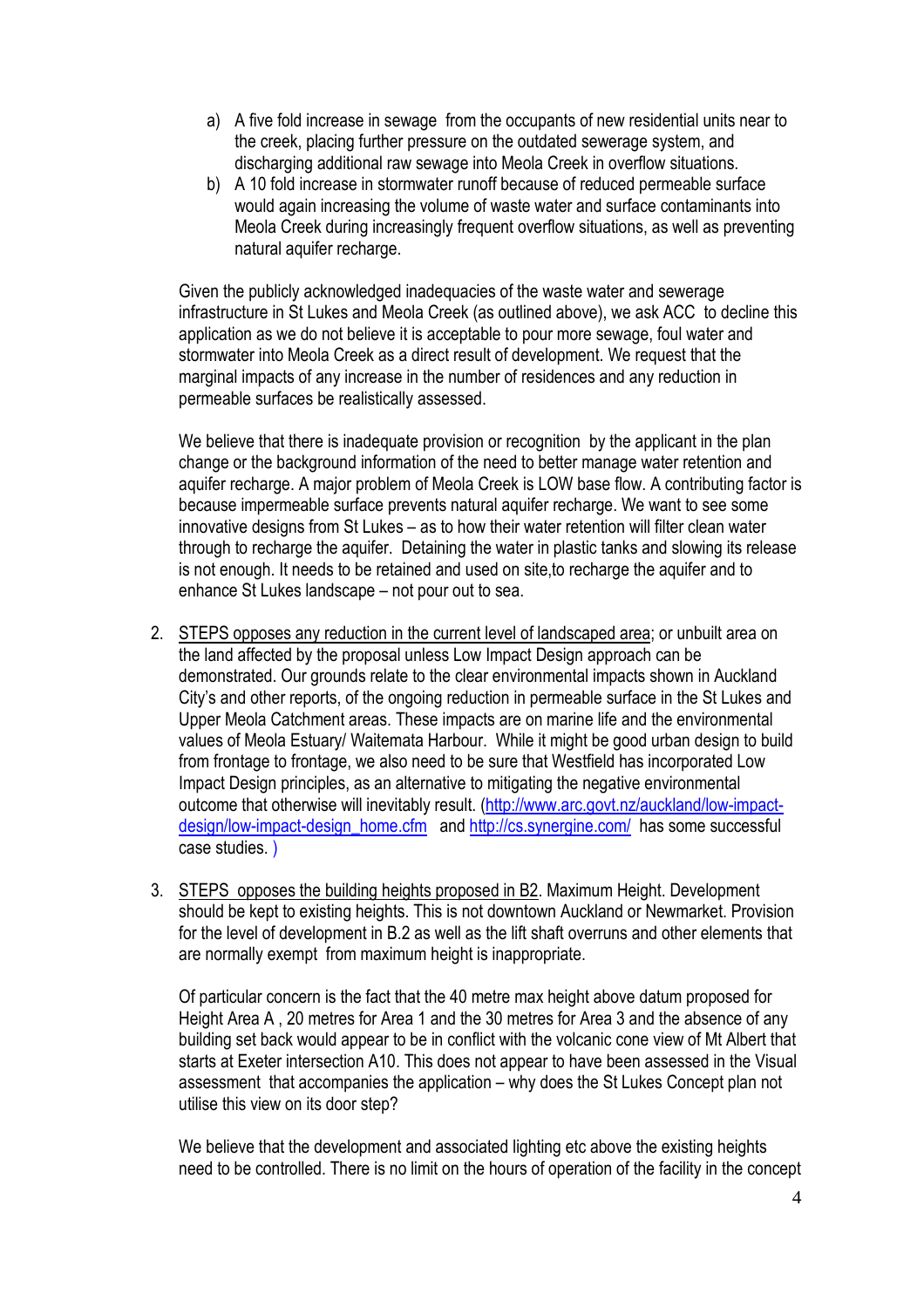a) A five fold increase in sewage from the occupants of new residential units near to the creek, placing further pressure on the outdated sewerage system, and discharging additional raw sewage into Meola Creek in overflow situations.
b) A 10 fold increase in stormwater runoff because of reduced permeable surface would again increasing the volume of waste water and surface contaminants into Meola Creek during increasingly frequent overflow situations, as well as preventing natural aquifer recharge.

Given the publicly acknowledged inadequacies of the waste water and sewerage infrastructure in St Lukes and Meola Creek (as outlined above), we ask ACC to decline this application as we do not believe it is acceptable to pour more sewage, foul water and stormwater into Meola Creek as a direct result of development. We request that the marginal impacts of any increase in the number of residences and any reduction in permeable surfaces be realistically assessed.

We believe that there is inadequate provision or recognition by the applicant in the plan change or the background information of the need to better manage water retention and aquifer recharge. A major problem of Meola Creek is LOW base flow. A contributing factor is because impermeable surface prevents natural aquifer recharge. We want to see some innovative designs from St Lukes – as to how their water retention will filter clean water through to recharge the aquifer. Detaining the water in plastic tanks and slowing its release is not enough. It needs to be retained and used on site,to recharge the aquifer and to enhance St Lukes landscape – not pour out to sea.

2. STEPS opposes any reduction in the current level of landscaped area; or unbuilt area on the land affected by the proposal unless Low Impact Design approach can be demonstrated. Our grounds relate to the clear environmental impacts shown in Auckland City's and other reports, of the ongoing reduction in permeable surface in the St Lukes and Upper Meola Catchment areas. These impacts are on marine life and the environmental values of Meola Estuary/ Waitemata Harbour. While it might be good urban design to build from frontage to frontage, we also need to be sure that Westfield has incorporated Low Impact Design principles, as an alternative to mitigating the negative environmental outcome that otherwise will inevitably result. (http://www.arc.govt.nz/auckland/low-impact-design/low-impact-design_home.cfm and http://cs.synergine.com/ has some successful case studies. )

3. STEPS opposes the building heights proposed in B2. Maximum Height. Development should be kept to existing heights. This is not downtown Auckland or Newmarket. Provision for the level of development in B.2 as well as the lift shaft overruns and other elements that are normally exempt from maximum height is inappropriate.

Of particular concern is the fact that the 40 metre max height above datum proposed for Height Area A , 20 metres for Area 1 and the 30 metres for Area 3 and the absence of any building set back would appear to be in conflict with the volcanic cone view of Mt Albert that starts at Exeter intersection A10. This does not appear to have been assessed in the Visual assessment that accompanies the application – why does the St Lukes Concept plan not utilise this view on its door step?

We believe that the development and associated lighting etc above the existing heights need to be controlled. There is no limit on the hours of operation of the facility in the concept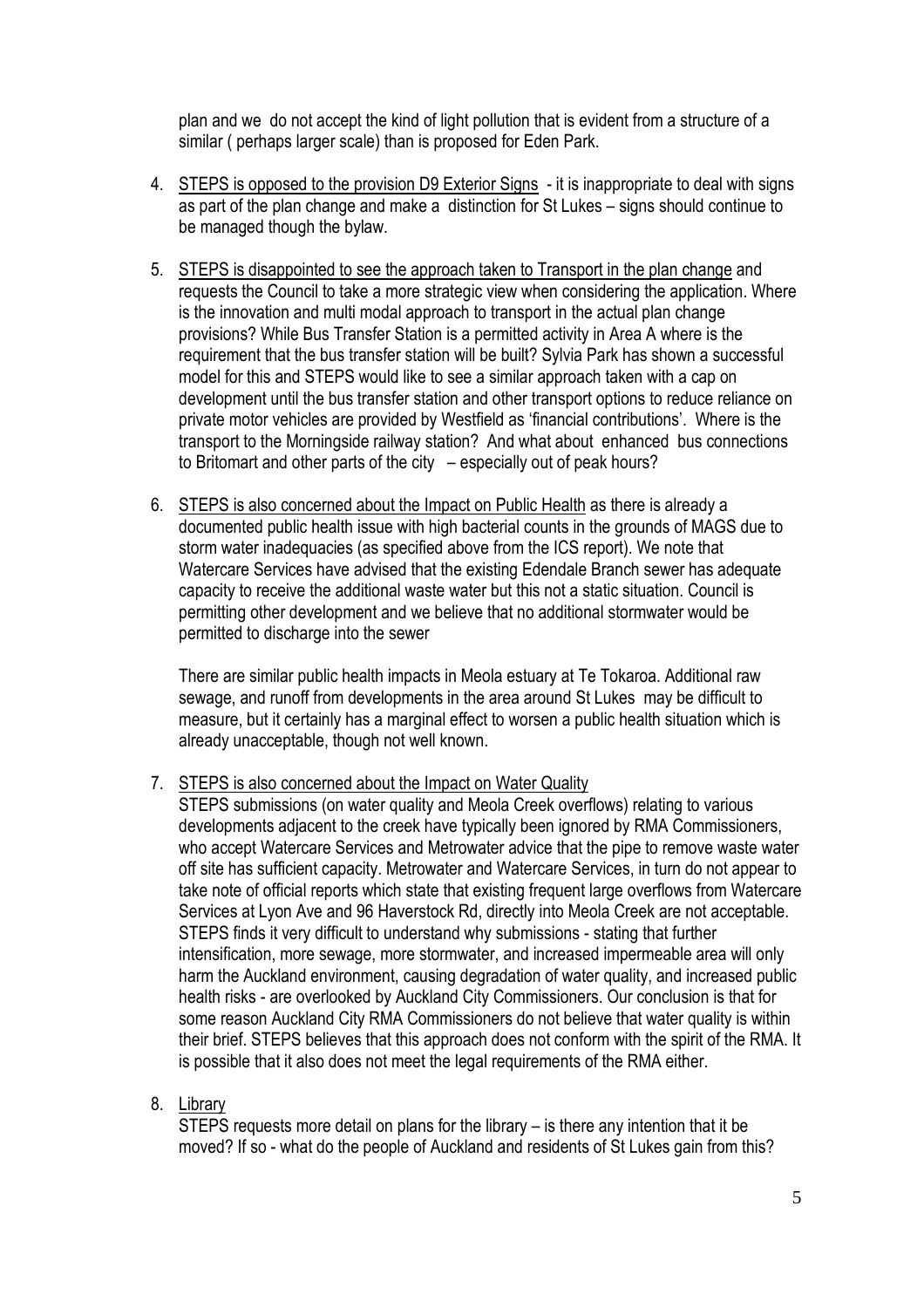plan and we do not accept the kind of light pollution that is evident from a structure of a similar ( perhaps larger scale) than is proposed for Eden Park.

4. <u>STEPS is opposed to the provision D9 Exterior Signs</u> - it is inappropriate to deal with signs as part of the plan change and make a distinction for St Lukes – signs should continue to be managed though the bylaw.

5. <u>STEPS is disappointed to see the approach taken to Transport in the plan change</u> and requests the Council to take a more strategic view when considering the application. Where is the innovation and multi modal approach to transport in the actual plan change provisions? While Bus Transfer Station is a permitted activity in Area A where is the requirement that the bus transfer station will be built? Sylvia Park has shown a successful model for this and STEPS would like to see a similar approach taken with a cap on development until the bus transfer station and other transport options to reduce reliance on private motor vehicles are provided by Westfield as 'financial contributions'. Where is the transport to the Morningside railway station? And what about enhanced bus connections to Britomart and other parts of the city – especially out of peak hours?

6. <u>STEPS is also concerned about the Impact on Public Health</u> as there is already a documented public health issue with high bacterial counts in the grounds of MAGS due to storm water inadequacies (as specified above from the ICS report). We note that Watercare Services have advised that the existing Edendale Branch sewer has adequate capacity to receive the additional waste water but this not a static situation. Council is permitting other development and we believe that no additional stormwater would be permitted to discharge into the sewer

   There are similar public health impacts in Meola estuary at Te Tokaroa. Additional raw sewage, and runoff from developments in the area around St Lukes may be difficult to measure, but it certainly has a marginal effect to worsen a public health situation which is already unacceptable, though not well known.

7. <u>STEPS is also concerned about the Impact on Water Quality</u>
   STEPS submissions (on water quality and Meola Creek overflows) relating to various developments adjacent to the creek have typically been ignored by RMA Commissioners, who accept Watercare Services and Metrowater advice that the pipe to remove waste water off site has sufficient capacity. Metrowater and Watercare Services, in turn do not appear to take note of official reports which state that existing frequent large overflows from Watercare Services at Lyon Ave and 96 Haverstock Rd, directly into Meola Creek are not acceptable. STEPS finds it very difficult to understand why submissions - stating that further intensification, more sewage, more stormwater, and increased impermeable area will only harm the Auckland environment, causing degradation of water quality, and increased public health risks - are overlooked by Auckland City Commissioners. Our conclusion is that for some reason Auckland City RMA Commissioners do not believe that water quality is within their brief. STEPS believes that this approach does not conform with the spirit of the RMA. It is possible that it also does not meet the legal requirements of the RMA either.

8. <u>Library</u>
   STEPS requests more detail on plans for the library – is there any intention that it be moved? If so - what do the people of Auckland and residents of St Lukes gain from this?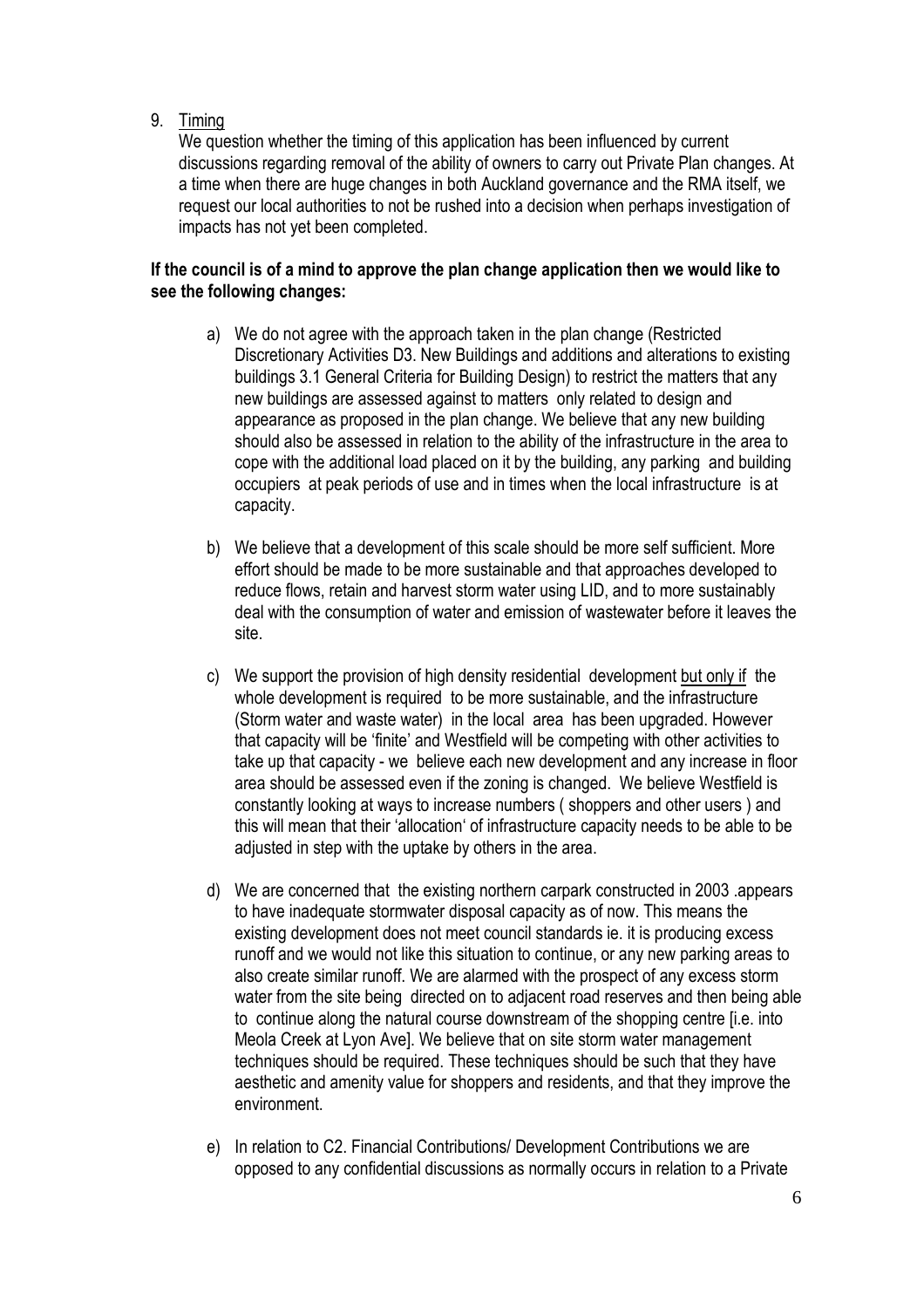9. <u>Timing</u>

   We question whether the timing of this application has been influenced by current discussions regarding removal of the ability of owners to carry out Private Plan changes. At a time when there are huge changes in both Auckland governance and the RMA itself, we request our local authorities to not be rushed into a decision when perhaps investigation of impacts has not yet been completed.

**If the council is of a mind to approve the plan change application then we would like to see the following changes:**

a) We do not agree with the approach taken in the plan change (Restricted Discretionary Activities D3. New Buildings and additions and alterations to existing buildings 3.1 General Criteria for Building Design) to restrict the matters that any new buildings are assessed against to matters only related to design and appearance as proposed in the plan change. We believe that any new building should also be assessed in relation to the ability of the infrastructure in the area to cope with the additional load placed on it by the building, any parking and building occupiers at peak periods of use and in times when the local infrastructure is at capacity.

b) We believe that a development of this scale should be more self sufficient. More effort should be made to be more sustainable and that approaches developed to reduce flows, retain and harvest storm water using LID, and to more sustainably deal with the consumption of water and emission of wastewater before it leaves the site.

c) We support the provision of high density residential development <u>but only if</u> the whole development is required to be more sustainable, and the infrastructure (Storm water and waste water) in the local area has been upgraded. However that capacity will be 'finite' and Westfield will be competing with other activities to take up that capacity - we believe each new development and any increase in floor area should be assessed even if the zoning is changed. We believe Westfield is constantly looking at ways to increase numbers ( shoppers and other users ) and this will mean that their 'allocation' of infrastructure capacity needs to be able to be adjusted in step with the uptake by others in the area.

d) We are concerned that the existing northern carpark constructed in 2003 .appears to have inadequate stormwater disposal capacity as of now. This means the existing development does not meet council standards ie. it is producing excess runoff and we would not like this situation to continue, or any new parking areas to also create similar runoff. We are alarmed with the prospect of any excess storm water from the site being directed on to adjacent road reserves and then being able to continue along the natural course downstream of the shopping centre [i.e. into Meola Creek at Lyon Ave]. We believe that on site storm water management techniques should be required. These techniques should be such that they have aesthetic and amenity value for shoppers and residents, and that they improve the environment.

e) In relation to C2. Financial Contributions/ Development Contributions we are opposed to any confidential discussions as normally occurs in relation to a Private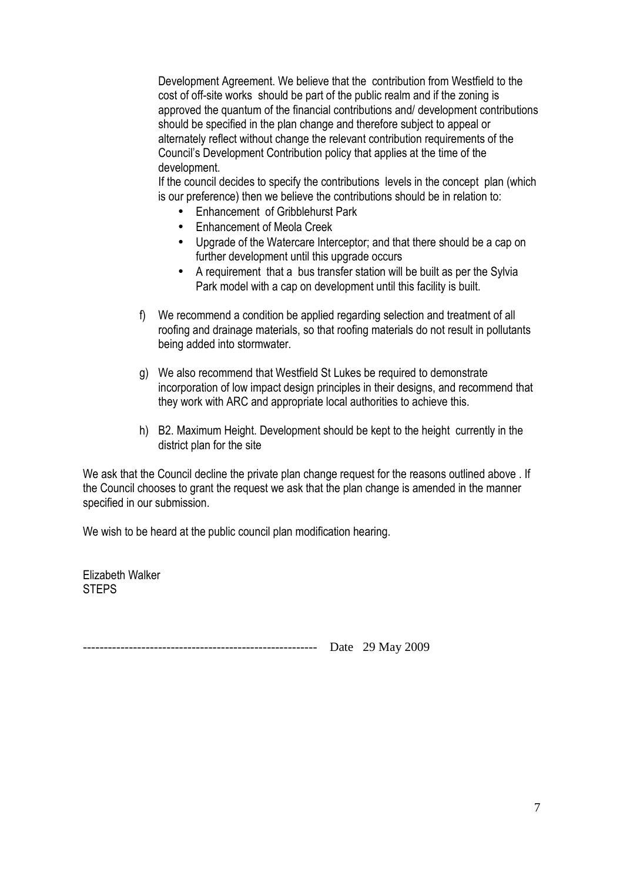Development Agreement. We believe that the contribution from Westfield to the cost of off-site works should be part of the public realm and if the zoning is approved the quantum of the financial contributions and/ development contributions should be specified in the plan change and therefore subject to appeal or alternately reflect without change the relevant contribution requirements of the Council's Development Contribution policy that applies at the time of the development.

If the council decides to specify the contributions levels in the concept plan (which is our preference) then we believe the contributions should be in relation to:

- Enhancement of Gribblehurst Park
- Enhancement of Meola Creek
- Upgrade of the Watercare Interceptor; and that there should be a cap on further development until this upgrade occurs
- A requirement that a bus transfer station will be built as per the Sylvia Park model with a cap on development until this facility is built.

f) We recommend a condition be applied regarding selection and treatment of all roofing and drainage materials, so that roofing materials do not result in pollutants being added into stormwater.

g) We also recommend that Westfield St Lukes be required to demonstrate incorporation of low impact design principles in their designs, and recommend that they work with ARC and appropriate local authorities to achieve this.

h) B2. Maximum Height. Development should be kept to the height currently in the district plan for the site

We ask that the Council decline the private plan change request for the reasons outlined above . If the Council chooses to grant the request we ask that the plan change is amended in the manner specified in our submission.

We wish to be heard at the public council plan modification hearing.

Elizabeth Walker
STEPS

------------------------------------------------------- Date 29 May 2009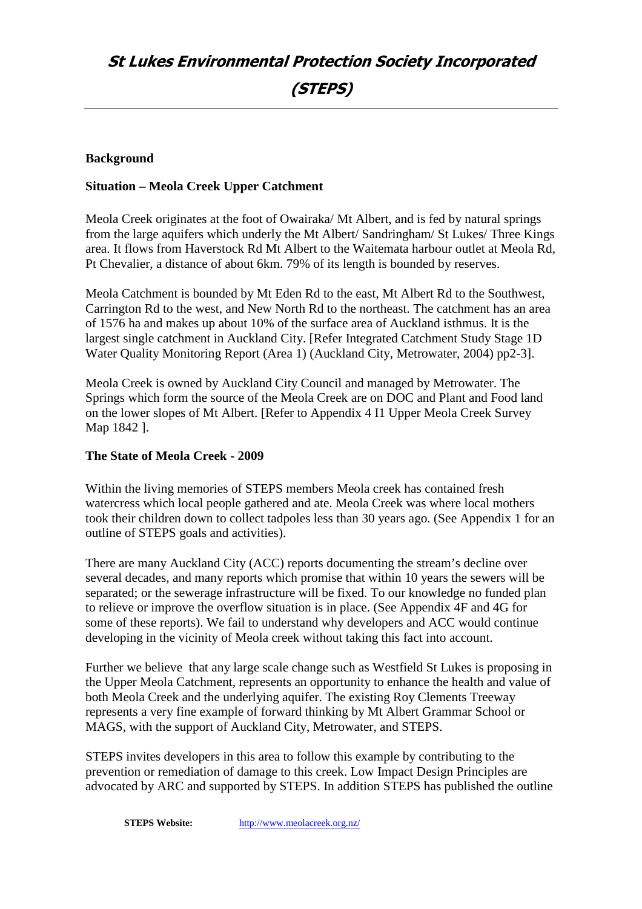# St Lukes Environmental Protection Society Incorporated (STEPS)

**Background**

**Situation – Meola Creek Upper Catchment**

Meola Creek originates at the foot of Owairaka/ Mt Albert, and is fed by natural springs from the large aquifers which underly the Mt Albert/ Sandringham/ St Lukes/ Three Kings area. It flows from Haverstock Rd Mt Albert to the Waitemata harbour outlet at Meola Rd, Pt Chevalier, a distance of about 6km. 79% of its length is bounded by reserves.

Meola Catchment is bounded by Mt Eden Rd to the east, Mt Albert Rd to the Southwest, Carrington Rd to the west, and New North Rd to the northeast. The catchment has an area of 1576 ha and makes up about 10% of the surface area of Auckland isthmus. It is the largest single catchment in Auckland City. [Refer Integrated Catchment Study Stage 1D Water Quality Monitoring Report (Area 1) (Auckland City, Metrowater, 2004) pp2-3].

Meola Creek is owned by Auckland City Council and managed by Metrowater. The Springs which form the source of the Meola Creek are on DOC and Plant and Food land on the lower slopes of Mt Albert. [Refer to Appendix 4 I1 Upper Meola Creek Survey Map 1842 ].

**The State of Meola Creek - 2009**

Within the living memories of STEPS members Meola creek has contained fresh watercress which local people gathered and ate. Meola Creek was where local mothers took their children down to collect tadpoles less than 30 years ago. (See Appendix 1 for an outline of STEPS goals and activities).

There are many Auckland City (ACC) reports documenting the stream's decline over several decades, and many reports which promise that within 10 years the sewers will be separated; or the sewerage infrastructure will be fixed. To our knowledge no funded plan to relieve or improve the overflow situation is in place. (See Appendix 4F and 4G for some of these reports). We fail to understand why developers and ACC would continue developing in the vicinity of Meola creek without taking this fact into account.

Further we believe that any large scale change such as Westfield St Lukes is proposing in the Upper Meola Catchment, represents an opportunity to enhance the health and value of both Meola Creek and the underlying aquifer. The existing Roy Clements Treeway represents a very fine example of forward thinking by Mt Albert Grammar School or MAGS, with the support of Auckland City, Metrowater, and STEPS.

STEPS invites developers in this area to follow this example by contributing to the prevention or remediation of damage to this creek. Low Impact Design Principles are advocated by ARC and supported by STEPS. In addition STEPS has published the outline

**STEPS Website:** http://www.meolacreek.org.nz/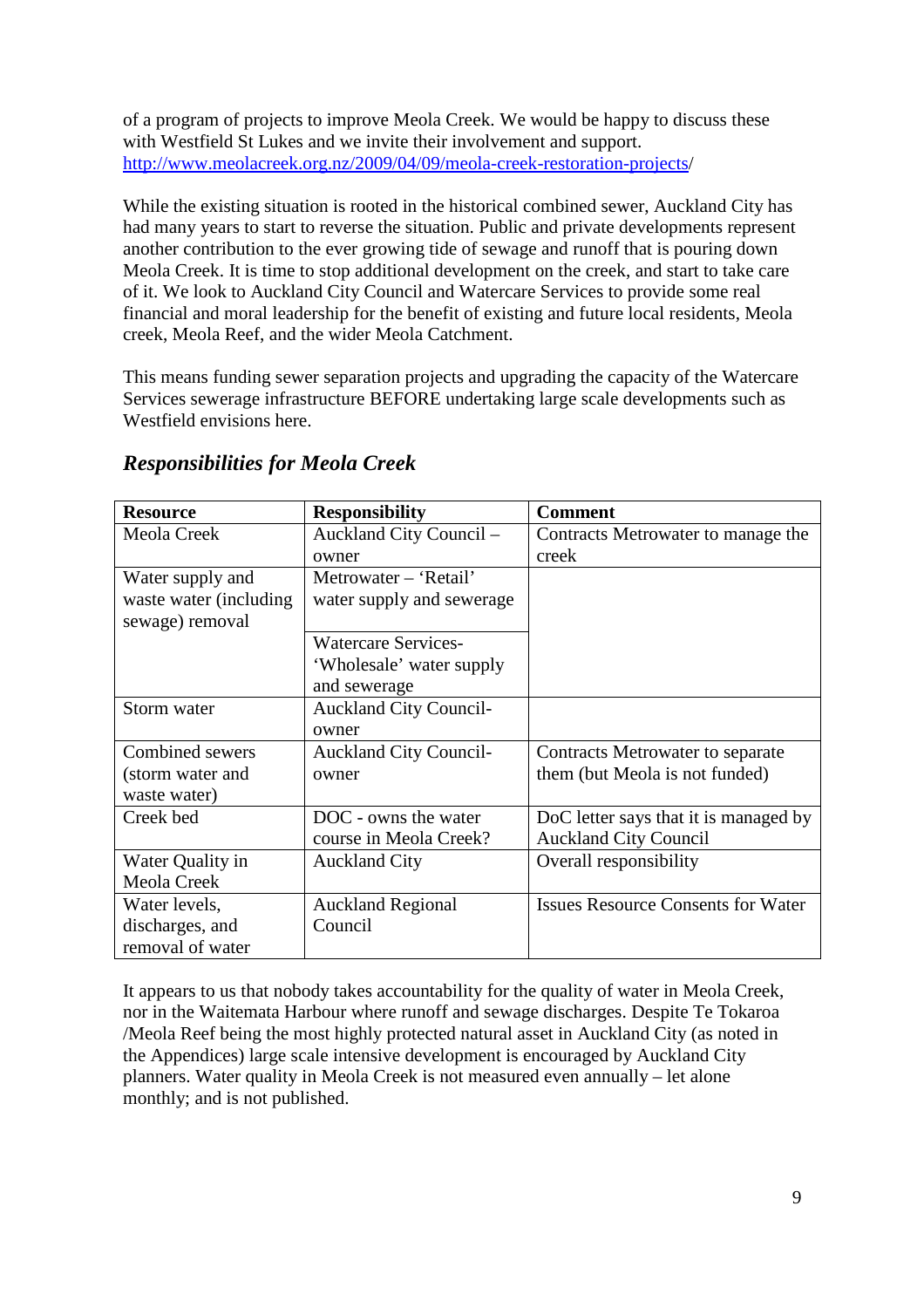of a program of projects to improve Meola Creek. We would be happy to discuss these with Westfield St Lukes and we invite their involvement and support. [http://www.meolacreek.org.nz/2009/04/09/meola-creek-restoration-projects/](http://www.meolacreek.org.nz/2009/04/09/meola-creek-restoration-projects/)

While the existing situation is rooted in the historical combined sewer, Auckland City has had many years to start to reverse the situation. Public and private developments represent another contribution to the ever growing tide of sewage and runoff that is pouring down Meola Creek. It is time to stop additional development on the creek, and start to take care of it. We look to Auckland City Council and Watercare Services to provide some real financial and moral leadership for the benefit of existing and future local residents, Meola creek, Meola Reef, and the wider Meola Catchment.

This means funding sewer separation projects and upgrading the capacity of the Watercare Services sewerage infrastructure BEFORE undertaking large scale developments such as Westfield envisions here.

## *Responsibilities for Meola Creek*

| Resource | Responsibility | Comment |
|---|---|---|
| Meola Creek | Auckland City Council – owner | Contracts Metrowater to manage the creek |
| Water supply and waste water (including sewage) removal | Metrowater – 'Retail' water supply and sewerage | |
| | Watercare Services- 'Wholesale' water supply and sewerage | |
| Storm water | Auckland City Council- owner | |
| Combined sewers (storm water and waste water) | Auckland City Council- owner | Contracts Metrowater to separate them (but Meola is not funded) |
| Creek bed | DOC - owns the water course in Meola Creek? | DoC letter says that it is managed by Auckland City Council |
| Water Quality in Meola Creek | Auckland City | Overall responsibility |
| Water levels, discharges, and removal of water | Auckland Regional Council | Issues Resource Consents for Water |

It appears to us that nobody takes accountability for the quality of water in Meola Creek, nor in the Waitemata Harbour where runoff and sewage discharges. Despite Te Tokaroa /Meola Reef being the most highly protected natural asset in Auckland City (as noted in the Appendices) large scale intensive development is encouraged by Auckland City planners. Water quality in Meola Creek is not measured even annually – let alone monthly; and is not published.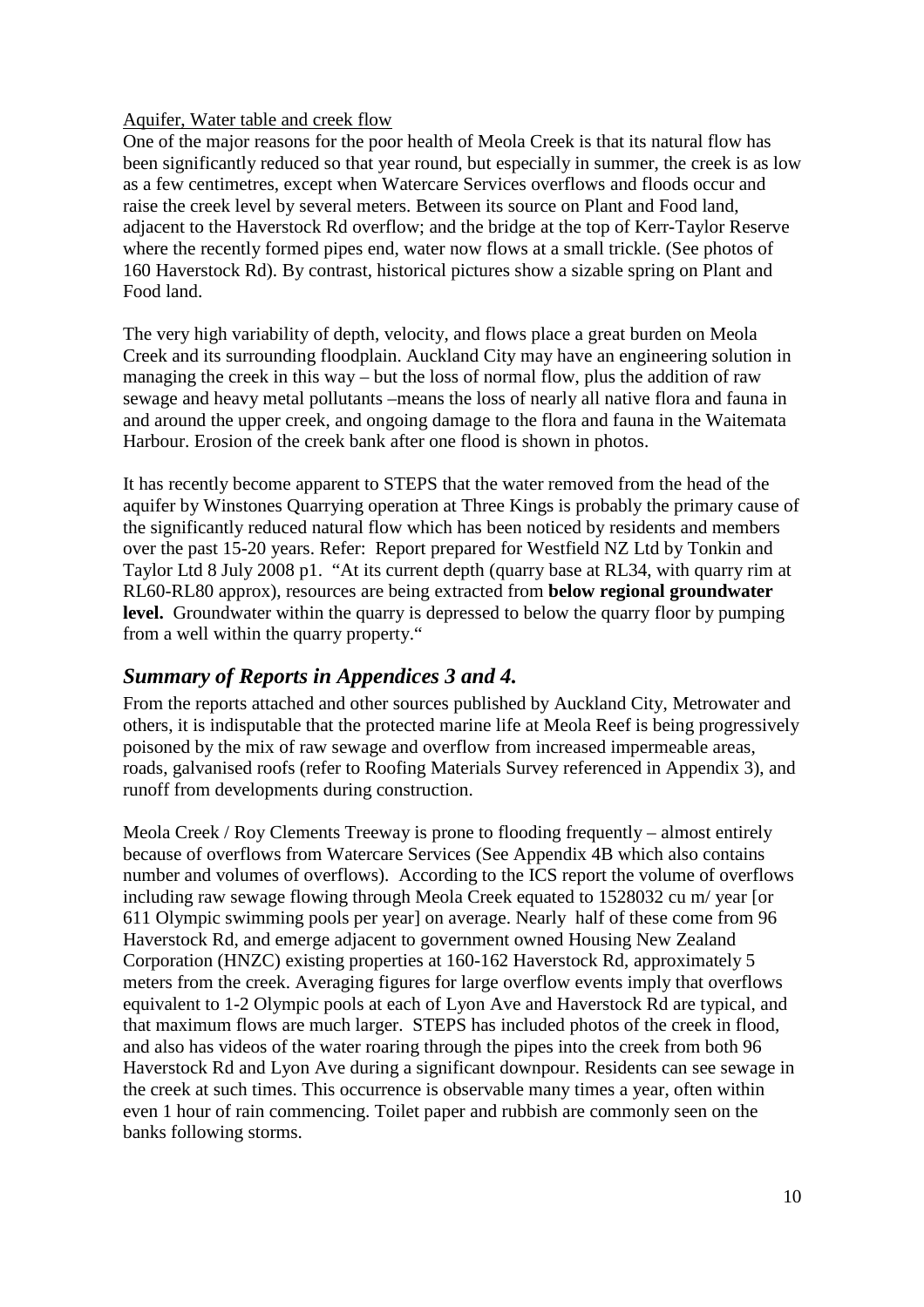<u>Aquifer, Water table and creek flow</u>

One of the major reasons for the poor health of Meola Creek is that its natural flow has been significantly reduced so that year round, but especially in summer, the creek is as low as a few centimetres, except when Watercare Services overflows and floods occur and raise the creek level by several meters. Between its source on Plant and Food land, adjacent to the Haverstock Rd overflow; and the bridge at the top of Kerr-Taylor Reserve where the recently formed pipes end, water now flows at a small trickle. (See photos of 160 Haverstock Rd). By contrast, historical pictures show a sizable spring on Plant and Food land.

The very high variability of depth, velocity, and flows place a great burden on Meola Creek and its surrounding floodplain. Auckland City may have an engineering solution in managing the creek in this way – but the loss of normal flow, plus the addition of raw sewage and heavy metal pollutants –means the loss of nearly all native flora and fauna in and around the upper creek, and ongoing damage to the flora and fauna in the Waitemata Harbour. Erosion of the creek bank after one flood is shown in photos.

It has recently become apparent to STEPS that the water removed from the head of the aquifer by Winstones Quarrying operation at Three Kings is probably the primary cause of the significantly reduced natural flow which has been noticed by residents and members over the past 15-20 years. Refer: Report prepared for Westfield NZ Ltd by Tonkin and Taylor Ltd 8 July 2008 p1. "At its current depth (quarry base at RL34, with quarry rim at RL60-RL80 approx), resources are being extracted from **below regional groundwater level.** Groundwater within the quarry is depressed to below the quarry floor by pumping from a well within the quarry property."

## *Summary of Reports in Appendices 3 and 4.*

From the reports attached and other sources published by Auckland City, Metrowater and others, it is indisputable that the protected marine life at Meola Reef is being progressively poisoned by the mix of raw sewage and overflow from increased impermeable areas, roads, galvanised roofs (refer to Roofing Materials Survey referenced in Appendix 3), and runoff from developments during construction.

Meola Creek / Roy Clements Treeway is prone to flooding frequently – almost entirely because of overflows from Watercare Services (See Appendix 4B which also contains number and volumes of overflows). According to the ICS report the volume of overflows including raw sewage flowing through Meola Creek equated to 1528032 cu m/ year [or 611 Olympic swimming pools per year] on average. Nearly half of these come from 96 Haverstock Rd, and emerge adjacent to government owned Housing New Zealand Corporation (HNZC) existing properties at 160-162 Haverstock Rd, approximately 5 meters from the creek. Averaging figures for large overflow events imply that overflows equivalent to 1-2 Olympic pools at each of Lyon Ave and Haverstock Rd are typical, and that maximum flows are much larger. STEPS has included photos of the creek in flood, and also has videos of the water roaring through the pipes into the creek from both 96 Haverstock Rd and Lyon Ave during a significant downpour. Residents can see sewage in the creek at such times. This occurrence is observable many times a year, often within even 1 hour of rain commencing. Toilet paper and rubbish are commonly seen on the banks following storms.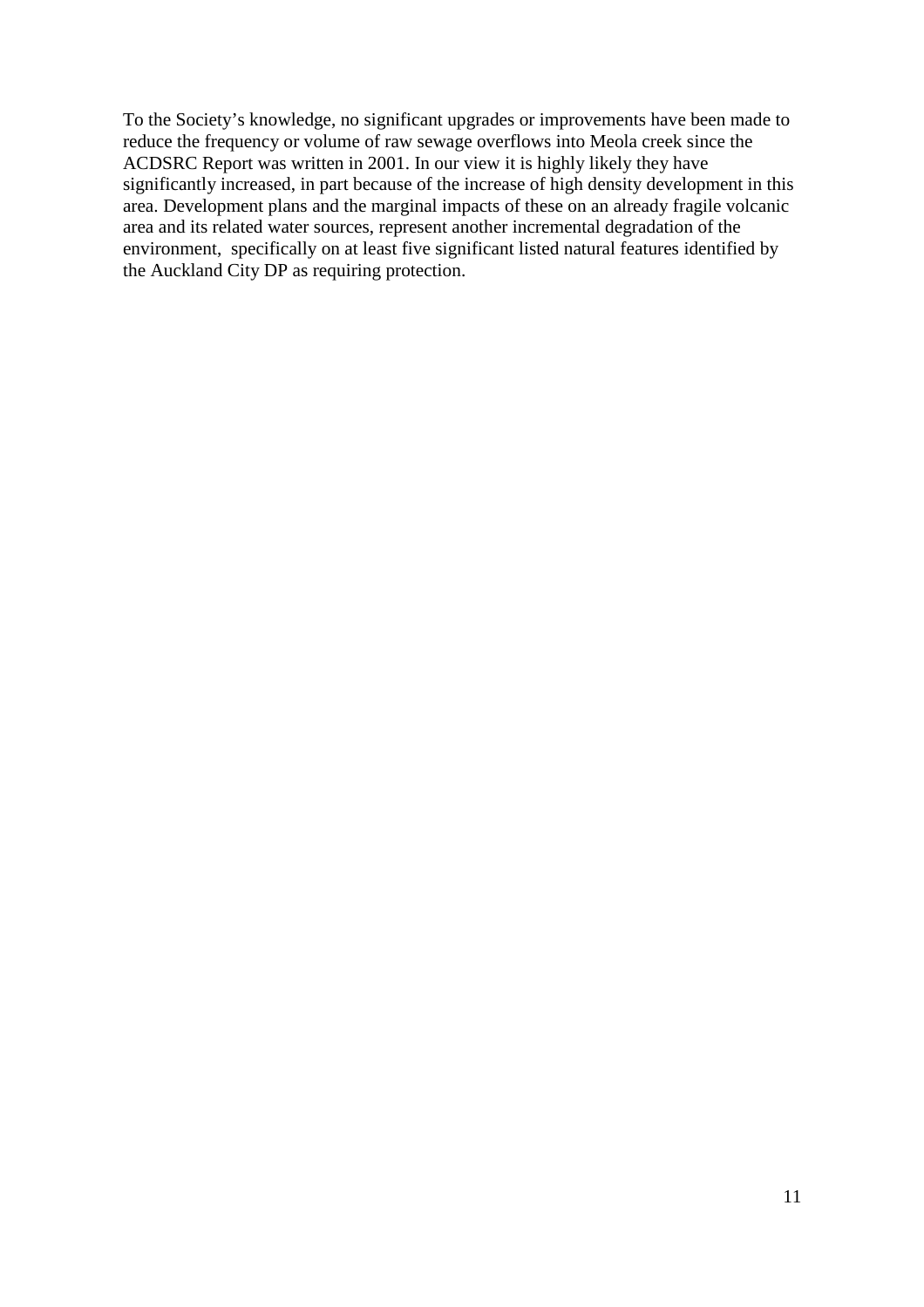To the Society's knowledge, no significant upgrades or improvements have been made to reduce the frequency or volume of raw sewage overflows into Meola creek since the ACDSRC Report was written in 2001. In our view it is highly likely they have significantly increased, in part because of the increase of high density development in this area. Development plans and the marginal impacts of these on an already fragile volcanic area and its related water sources, represent another incremental degradation of the environment, specifically on at least five significant listed natural features identified by the Auckland City DP as requiring protection.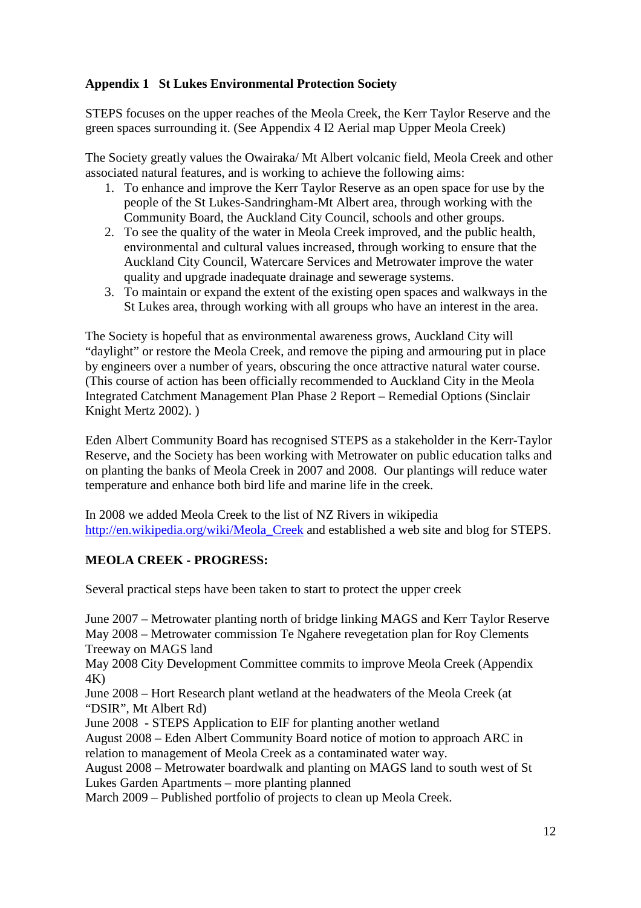## Appendix 1 St Lukes Environmental Protection Society

STEPS focuses on the upper reaches of the Meola Creek, the Kerr Taylor Reserve and the green spaces surrounding it. (See Appendix 4 I2 Aerial map Upper Meola Creek)

The Society greatly values the Owairaka/ Mt Albert volcanic field, Meola Creek and other associated natural features, and is working to achieve the following aims:

1. To enhance and improve the Kerr Taylor Reserve as an open space for use by the people of the St Lukes-Sandringham-Mt Albert area, through working with the Community Board, the Auckland City Council, schools and other groups.
2. To see the quality of the water in Meola Creek improved, and the public health, environmental and cultural values increased, through working to ensure that the Auckland City Council, Watercare Services and Metrowater improve the water quality and upgrade inadequate drainage and sewerage systems.
3. To maintain or expand the extent of the existing open spaces and walkways in the St Lukes area, through working with all groups who have an interest in the area.

The Society is hopeful that as environmental awareness grows, Auckland City will "daylight" or restore the Meola Creek, and remove the piping and armouring put in place by engineers over a number of years, obscuring the once attractive natural water course. (This course of action has been officially recommended to Auckland City in the Meola Integrated Catchment Management Plan Phase 2 Report – Remedial Options (Sinclair Knight Mertz 2002). )

Eden Albert Community Board has recognised STEPS as a stakeholder in the Kerr-Taylor Reserve, and the Society has been working with Metrowater on public education talks and on planting the banks of Meola Creek in 2007 and 2008. Our plantings will reduce water temperature and enhance both bird life and marine life in the creek.

In 2008 we added Meola Creek to the list of NZ Rivers in wikipedia [http://en.wikipedia.org/wiki/Meola_Creek](http://en.wikipedia.org/wiki/Meola_Creek) and established a web site and blog for STEPS.

### MEOLA CREEK - PROGRESS:

Several practical steps have been taken to start to protect the upper creek

June 2007 – Metrowater planting north of bridge linking MAGS and Kerr Taylor Reserve
May 2008 – Metrowater commission Te Ngahere revegetation plan for Roy Clements Treeway on MAGS land
May 2008 City Development Committee commits to improve Meola Creek (Appendix 4K)
June 2008 – Hort Research plant wetland at the headwaters of the Meola Creek (at "DSIR", Mt Albert Rd)
June 2008 - STEPS Application to EIF for planting another wetland
August 2008 – Eden Albert Community Board notice of motion to approach ARC in relation to management of Meola Creek as a contaminated water way.
August 2008 – Metrowater boardwalk and planting on MAGS land to south west of St Lukes Garden Apartments – more planting planned
March 2009 – Published portfolio of projects to clean up Meola Creek.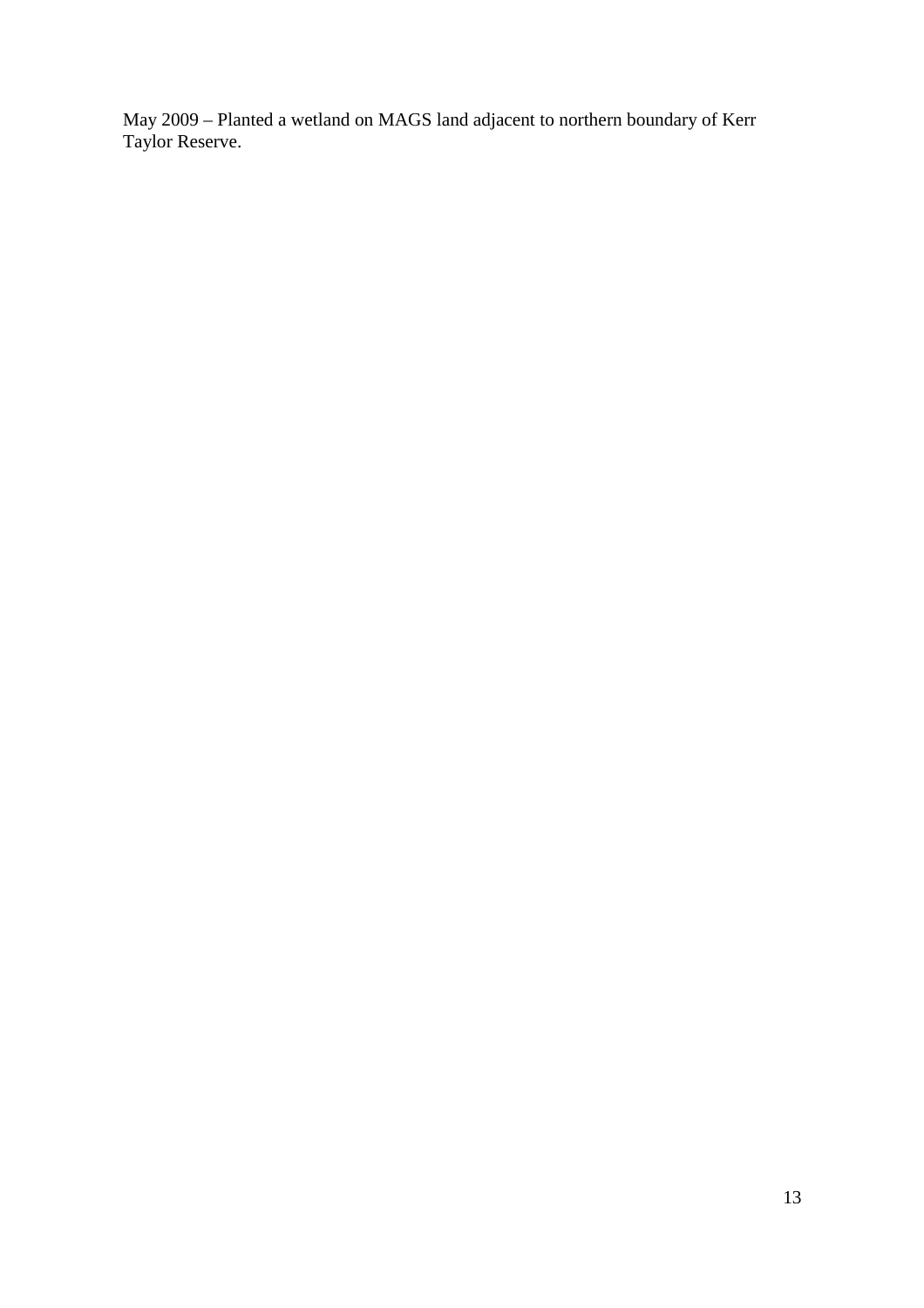May 2009 – Planted a wetland on MAGS land adjacent to northern boundary of Kerr Taylor Reserve.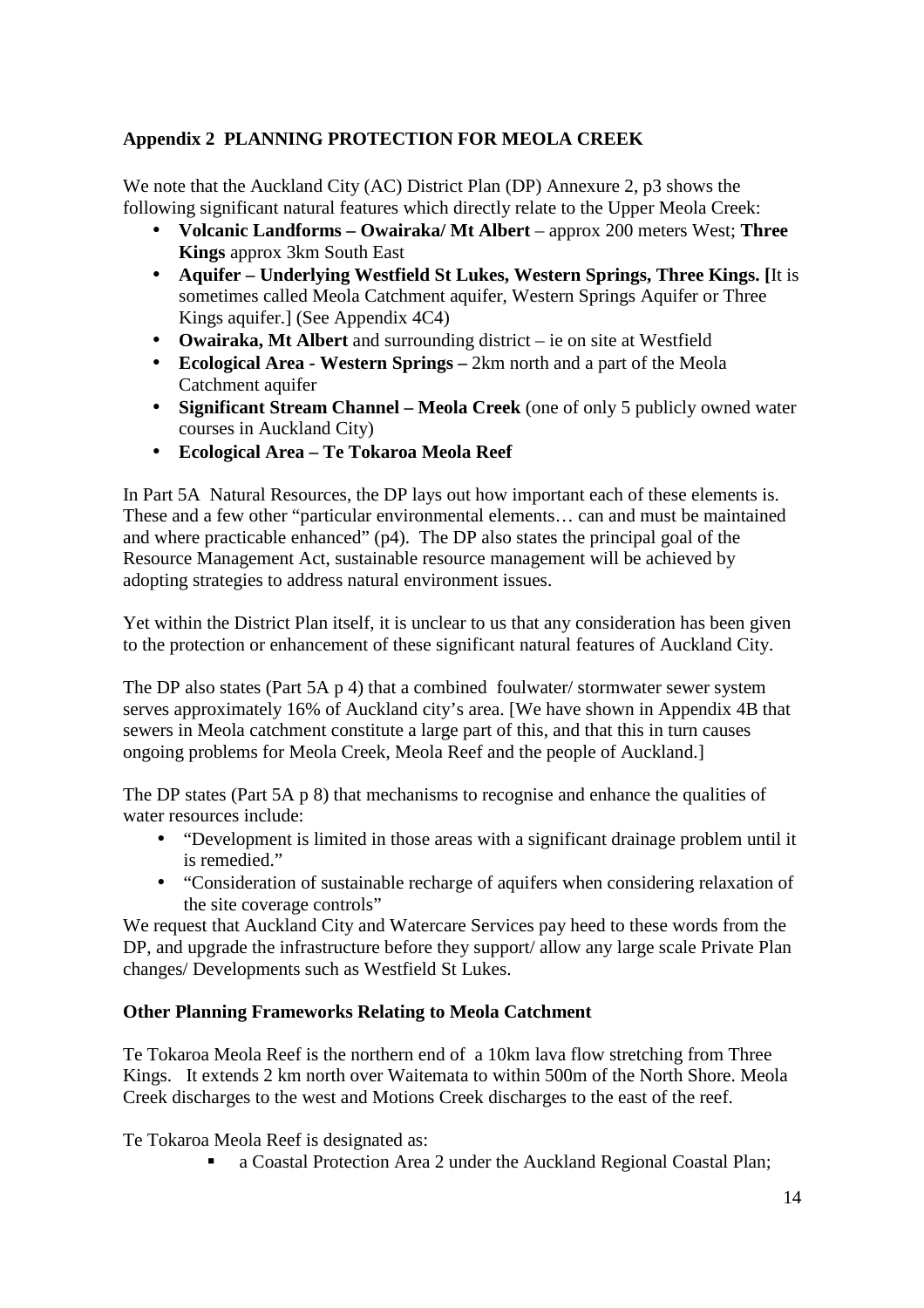## Appendix 2 PLANNING PROTECTION FOR MEOLA CREEK

We note that the Auckland City (AC) District Plan (DP) Annexure 2, p3 shows the following significant natural features which directly relate to the Upper Meola Creek:

- **Volcanic Landforms – Owairaka/ Mt Albert** – approx 200 meters West; **Three Kings** approx 3km South East
- **Aquifer – Underlying Westfield St Lukes, Western Springs, Three Kings. [**It is sometimes called Meola Catchment aquifer, Western Springs Aquifer or Three Kings aquifer.] (See Appendix 4C4)
- **Owairaka, Mt Albert** and surrounding district – ie on site at Westfield
- **Ecological Area - Western Springs –** 2km north and a part of the Meola Catchment aquifer
- **Significant Stream Channel – Meola Creek** (one of only 5 publicly owned water courses in Auckland City)
- **Ecological Area – Te Tokaroa Meola Reef**

In Part 5A Natural Resources, the DP lays out how important each of these elements is. These and a few other "particular environmental elements… can and must be maintained and where practicable enhanced" (p4). The DP also states the principal goal of the Resource Management Act, sustainable resource management will be achieved by adopting strategies to address natural environment issues.

Yet within the District Plan itself, it is unclear to us that any consideration has been given to the protection or enhancement of these significant natural features of Auckland City.

The DP also states (Part 5A p 4) that a combined foulwater/ stormwater sewer system serves approximately 16% of Auckland city's area. [We have shown in Appendix 4B that sewers in Meola catchment constitute a large part of this, and that this in turn causes ongoing problems for Meola Creek, Meola Reef and the people of Auckland.]

The DP states (Part 5A p 8) that mechanisms to recognise and enhance the qualities of water resources include:

- "Development is limited in those areas with a significant drainage problem until it is remedied."
- "Consideration of sustainable recharge of aquifers when considering relaxation of the site coverage controls"

We request that Auckland City and Watercare Services pay heed to these words from the DP, and upgrade the infrastructure before they support/ allow any large scale Private Plan changes/ Developments such as Westfield St Lukes.

### Other Planning Frameworks Relating to Meola Catchment

Te Tokaroa Meola Reef is the northern end of a 10km lava flow stretching from Three Kings. It extends 2 km north over Waitemata to within 500m of the North Shore. Meola Creek discharges to the west and Motions Creek discharges to the east of the reef.

Te Tokaroa Meola Reef is designated as:

- a Coastal Protection Area 2 under the Auckland Regional Coastal Plan;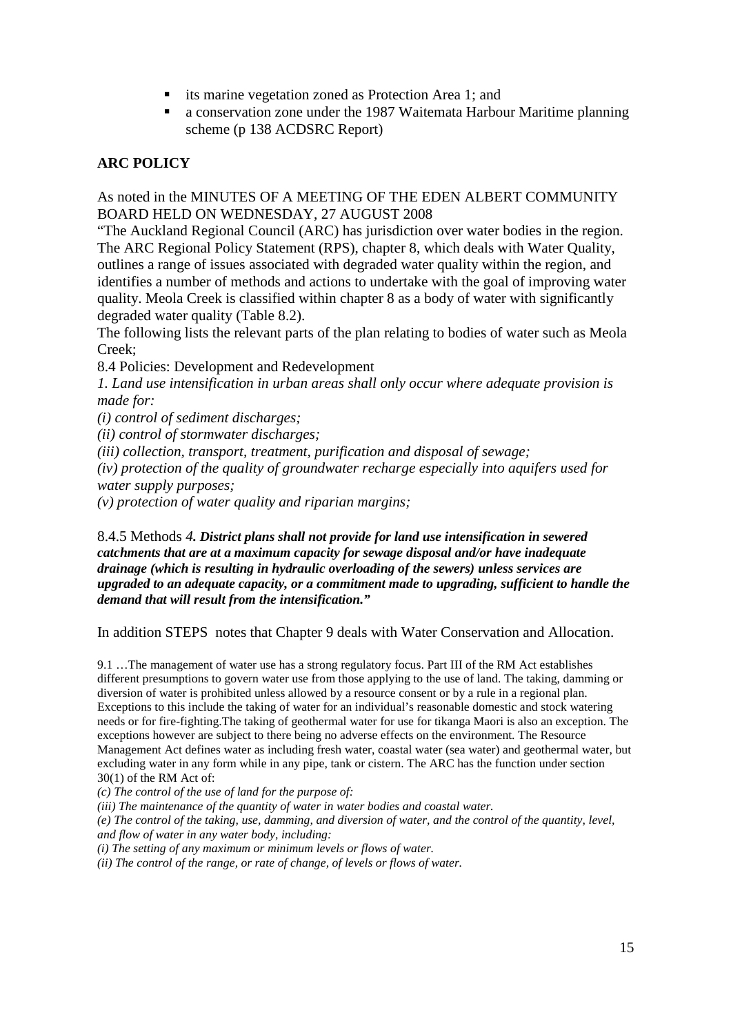- its marine vegetation zoned as Protection Area 1; and
- a conservation zone under the 1987 Waitemata Harbour Maritime planning scheme (p 138 ACDSRC Report)

## ARC POLICY

As noted in the MINUTES OF A MEETING OF THE EDEN ALBERT COMMUNITY BOARD HELD ON WEDNESDAY, 27 AUGUST 2008

"The Auckland Regional Council (ARC) has jurisdiction over water bodies in the region. The ARC Regional Policy Statement (RPS), chapter 8, which deals with Water Quality, outlines a range of issues associated with degraded water quality within the region, and identifies a number of methods and actions to undertake with the goal of improving water quality. Meola Creek is classified within chapter 8 as a body of water with significantly degraded water quality (Table 8.2).

The following lists the relevant parts of the plan relating to bodies of water such as Meola Creek;

8.4 Policies: Development and Redevelopment

*1. Land use intensification in urban areas shall only occur where adequate provision is made for:*

*(i) control of sediment discharges;*

*(ii) control of stormwater discharges;*

*(iii) collection, transport, treatment, purification and disposal of sewage;*

*(iv) protection of the quality of groundwater recharge especially into aquifers used for water supply purposes;*

*(v) protection of water quality and riparian margins;*

8.4.5 Methods *4.* ***District plans shall not provide for land use intensification in sewered catchments that are at a maximum capacity for sewage disposal and/or have inadequate drainage (which is resulting in hydraulic overloading of the sewers) unless services are upgraded to an adequate capacity, or a commitment made to upgrading, sufficient to handle the demand that will result from the intensification."***

In addition STEPS notes that Chapter 9 deals with Water Conservation and Allocation.

9.1 …The management of water use has a strong regulatory focus. Part III of the RM Act establishes different presumptions to govern water use from those applying to the use of land. The taking, damming or diversion of water is prohibited unless allowed by a resource consent or by a rule in a regional plan. Exceptions to this include the taking of water for an individual's reasonable domestic and stock watering needs or for fire-fighting.The taking of geothermal water for use for tikanga Maori is also an exception. The exceptions however are subject to there being no adverse effects on the environment. The Resource Management Act defines water as including fresh water, coastal water (sea water) and geothermal water, but excluding water in any form while in any pipe, tank or cistern. The ARC has the function under section 30(1) of the RM Act of:

*(c) The control of the use of land for the purpose of:*

*(iii) The maintenance of the quantity of water in water bodies and coastal water.*

*(e) The control of the taking, use, damming, and diversion of water, and the control of the quantity, level, and flow of water in any water body, including:*

*(i) The setting of any maximum or minimum levels or flows of water.*

*(ii) The control of the range, or rate of change, of levels or flows of water.*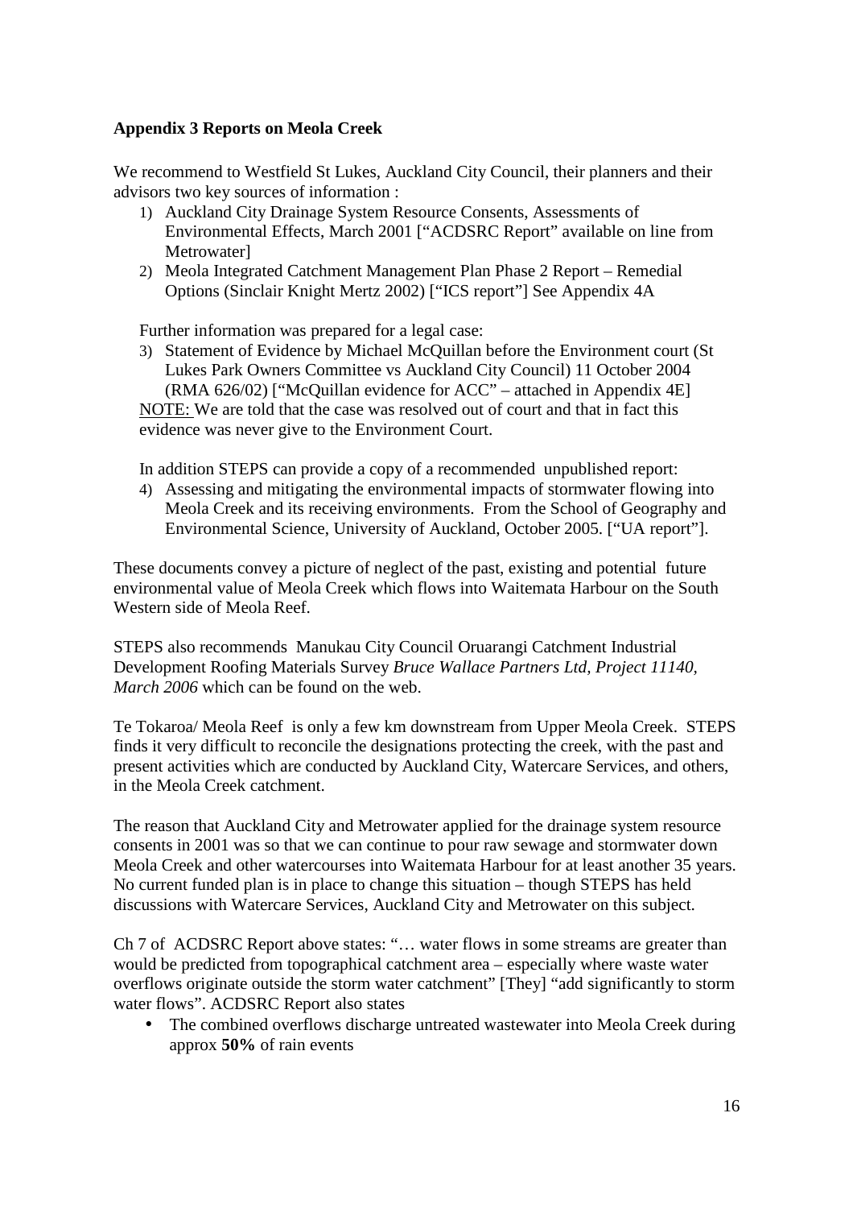### Appendix 3 Reports on Meola Creek

We recommend to Westfield St Lukes, Auckland City Council, their planners and their advisors two key sources of information :

1) Auckland City Drainage System Resource Consents, Assessments of Environmental Effects, March 2001 ["ACDSRC Report" available on line from Metrowater]
2) Meola Integrated Catchment Management Plan Phase 2 Report – Remedial Options (Sinclair Knight Mertz 2002) ["ICS report"] See Appendix 4A

Further information was prepared for a legal case:

3) Statement of Evidence by Michael McQuillan before the Environment court (St Lukes Park Owners Committee vs Auckland City Council) 11 October 2004 (RMA 626/02) ["McQuillan evidence for ACC" – attached in Appendix 4E]

NOTE: We are told that the case was resolved out of court and that in fact this evidence was never give to the Environment Court.

In addition STEPS can provide a copy of a recommended unpublished report:

4) Assessing and mitigating the environmental impacts of stormwater flowing into Meola Creek and its receiving environments. From the School of Geography and Environmental Science, University of Auckland, October 2005. ["UA report"].

These documents convey a picture of neglect of the past, existing and potential future environmental value of Meola Creek which flows into Waitemata Harbour on the South Western side of Meola Reef.

STEPS also recommends Manukau City Council Oruarangi Catchment Industrial Development Roofing Materials Survey *Bruce Wallace Partners Ltd, Project 11140, March 2006* which can be found on the web.

Te Tokaroa/ Meola Reef is only a few km downstream from Upper Meola Creek. STEPS finds it very difficult to reconcile the designations protecting the creek, with the past and present activities which are conducted by Auckland City, Watercare Services, and others, in the Meola Creek catchment.

The reason that Auckland City and Metrowater applied for the drainage system resource consents in 2001 was so that we can continue to pour raw sewage and stormwater down Meola Creek and other watercourses into Waitemata Harbour for at least another 35 years. No current funded plan is in place to change this situation – though STEPS has held discussions with Watercare Services, Auckland City and Metrowater on this subject.

Ch 7 of ACDSRC Report above states: "… water flows in some streams are greater than would be predicted from topographical catchment area – especially where waste water overflows originate outside the storm water catchment" [They] "add significantly to storm water flows". ACDSRC Report also states

- The combined overflows discharge untreated wastewater into Meola Creek during approx **50%** of rain events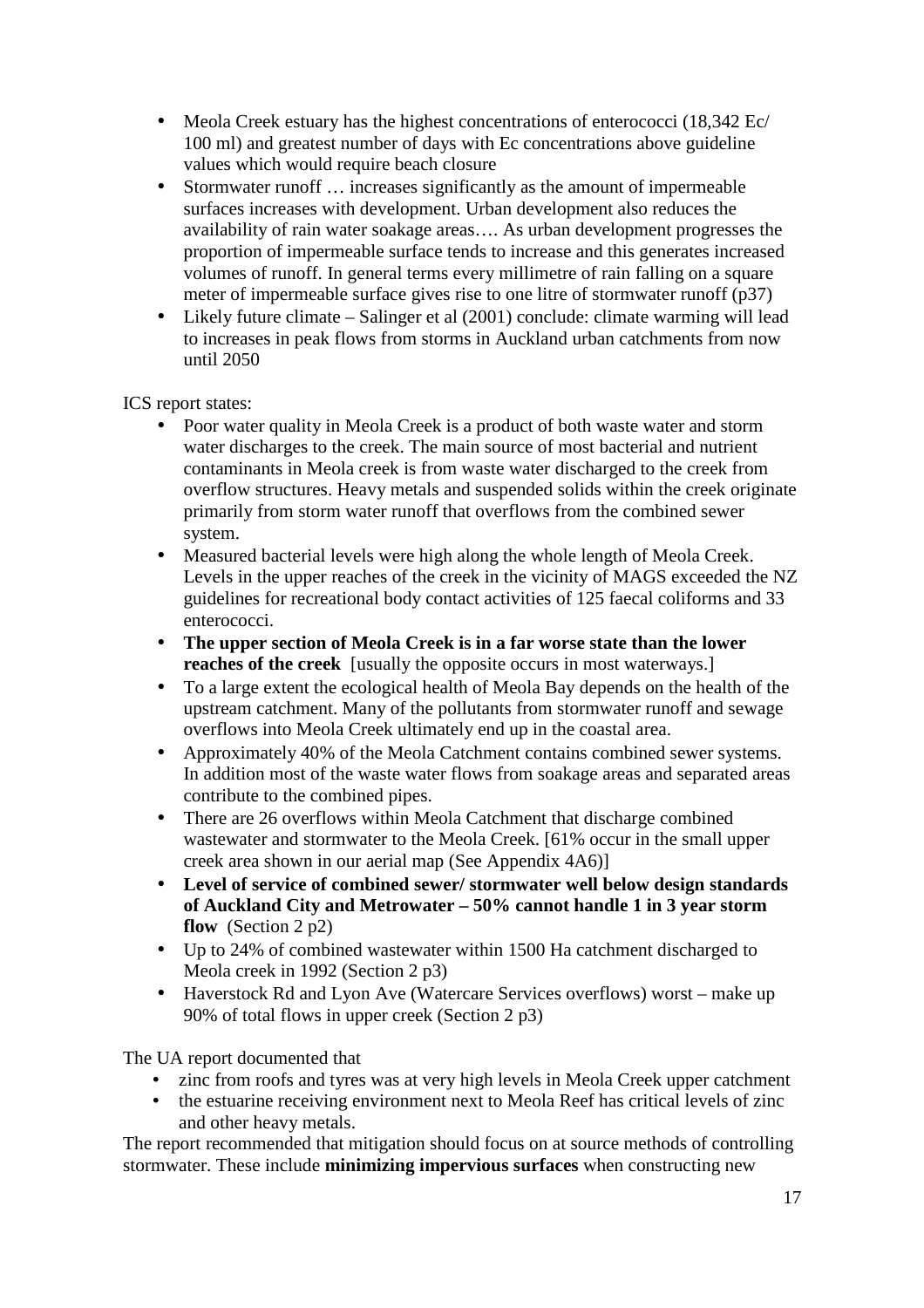- Meola Creek estuary has the highest concentrations of enterococci (18,342 Ec/ 100 ml) and greatest number of days with Ec concentrations above guideline values which would require beach closure
- Stormwater runoff … increases significantly as the amount of impermeable surfaces increases with development. Urban development also reduces the availability of rain water soakage areas…. As urban development progresses the proportion of impermeable surface tends to increase and this generates increased volumes of runoff. In general terms every millimetre of rain falling on a square meter of impermeable surface gives rise to one litre of stormwater runoff (p37)
- Likely future climate – Salinger et al (2001) conclude: climate warming will lead to increases in peak flows from storms in Auckland urban catchments from now until 2050

ICS report states:

- Poor water quality in Meola Creek is a product of both waste water and storm water discharges to the creek. The main source of most bacterial and nutrient contaminants in Meola creek is from waste water discharged to the creek from overflow structures. Heavy metals and suspended solids within the creek originate primarily from storm water runoff that overflows from the combined sewer system.
- Measured bacterial levels were high along the whole length of Meola Creek. Levels in the upper reaches of the creek in the vicinity of MAGS exceeded the NZ guidelines for recreational body contact activities of 125 faecal coliforms and 33 enterococci.
- **The upper section of Meola Creek is in a far worse state than the lower reaches of the creek** [usually the opposite occurs in most waterways.]
- To a large extent the ecological health of Meola Bay depends on the health of the upstream catchment. Many of the pollutants from stormwater runoff and sewage overflows into Meola Creek ultimately end up in the coastal area.
- Approximately 40% of the Meola Catchment contains combined sewer systems. In addition most of the waste water flows from soakage areas and separated areas contribute to the combined pipes.
- There are 26 overflows within Meola Catchment that discharge combined wastewater and stormwater to the Meola Creek. [61% occur in the small upper creek area shown in our aerial map (See Appendix 4A6)]
- **Level of service of combined sewer/ stormwater well below design standards of Auckland City and Metrowater – 50% cannot handle 1 in 3 year storm flow** (Section 2 p2)
- Up to 24% of combined wastewater within 1500 Ha catchment discharged to Meola creek in 1992 (Section 2 p3)
- Haverstock Rd and Lyon Ave (Watercare Services overflows) worst – make up 90% of total flows in upper creek (Section 2 p3)

The UA report documented that

- zinc from roofs and tyres was at very high levels in Meola Creek upper catchment
- the estuarine receiving environment next to Meola Reef has critical levels of zinc and other heavy metals.

The report recommended that mitigation should focus on at source methods of controlling stormwater. These include **minimizing impervious surfaces** when constructing new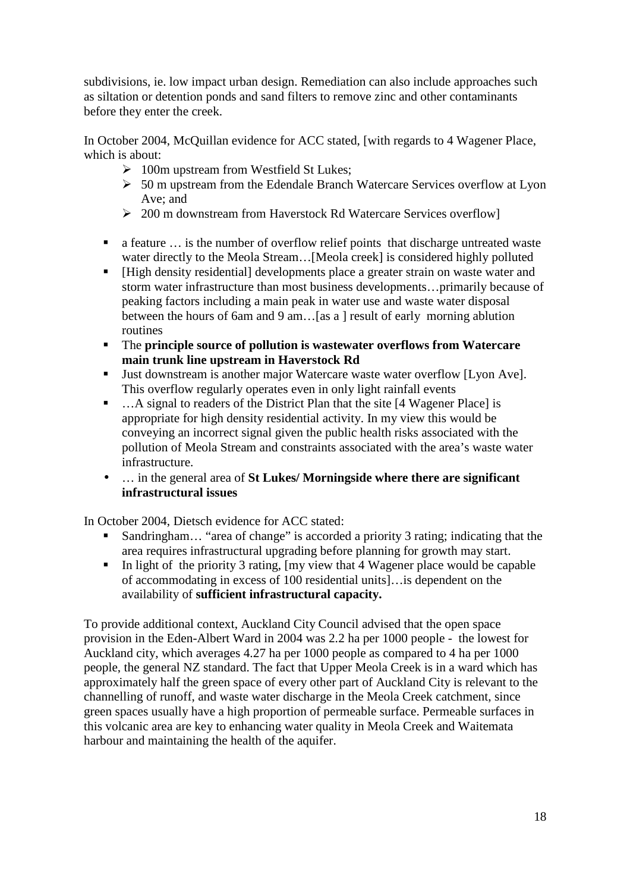subdivisions, ie. low impact urban design. Remediation can also include approaches such as siltation or detention ponds and sand filters to remove zinc and other contaminants before they enter the creek.

In October 2004, McQuillan evidence for ACC stated, [with regards to 4 Wagener Place, which is about:

- 100m upstream from Westfield St Lukes;
- 50 m upstream from the Edendale Branch Watercare Services overflow at Lyon Ave; and
- 200 m downstream from Haverstock Rd Watercare Services overflow]

- a feature … is the number of overflow relief points that discharge untreated waste water directly to the Meola Stream…[Meola creek] is considered highly polluted
- [High density residential] developments place a greater strain on waste water and storm water infrastructure than most business developments…primarily because of peaking factors including a main peak in water use and waste water disposal between the hours of 6am and 9 am…[as a ] result of early morning ablution routines
- The **principle source of pollution is wastewater overflows from Watercare main trunk line upstream in Haverstock Rd**
- Just downstream is another major Watercare waste water overflow [Lyon Ave]. This overflow regularly operates even in only light rainfall events
- …A signal to readers of the District Plan that the site [4 Wagener Place] is appropriate for high density residential activity. In my view this would be conveying an incorrect signal given the public health risks associated with the pollution of Meola Stream and constraints associated with the area's waste water infrastructure.
- … in the general area of **St Lukes/ Morningside where there are significant infrastructural issues**

In October 2004, Dietsch evidence for ACC stated:

- Sandringham… "area of change" is accorded a priority 3 rating; indicating that the area requires infrastructural upgrading before planning for growth may start.
- In light of the priority 3 rating, [my view that 4 Wagener place would be capable of accommodating in excess of 100 residential units]…is dependent on the availability of **sufficient infrastructural capacity.**

To provide additional context, Auckland City Council advised that the open space provision in the Eden-Albert Ward in 2004 was 2.2 ha per 1000 people - the lowest for Auckland city, which averages 4.27 ha per 1000 people as compared to 4 ha per 1000 people, the general NZ standard. The fact that Upper Meola Creek is in a ward which has approximately half the green space of every other part of Auckland City is relevant to the channelling of runoff, and waste water discharge in the Meola Creek catchment, since green spaces usually have a high proportion of permeable surface. Permeable surfaces in this volcanic area are key to enhancing water quality in Meola Creek and Waitemata harbour and maintaining the health of the aquifer.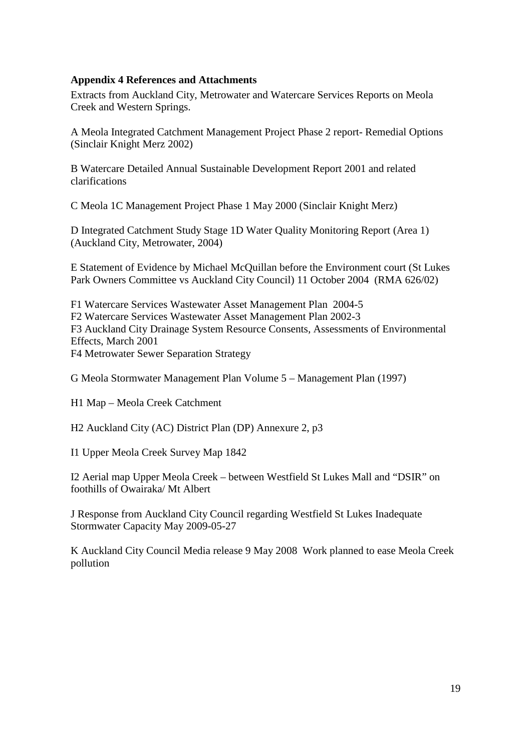**Appendix 4 References and Attachments**

Extracts from Auckland City, Metrowater and Watercare Services Reports on Meola Creek and Western Springs.

A Meola Integrated Catchment Management Project Phase 2 report- Remedial Options (Sinclair Knight Merz 2002)

B Watercare Detailed Annual Sustainable Development Report 2001 and related clarifications

C Meola 1C Management Project Phase 1 May 2000 (Sinclair Knight Merz)

D Integrated Catchment Study Stage 1D Water Quality Monitoring Report (Area 1) (Auckland City, Metrowater, 2004)

E Statement of Evidence by Michael McQuillan before the Environment court (St Lukes Park Owners Committee vs Auckland City Council) 11 October 2004 (RMA 626/02)

F1 Watercare Services Wastewater Asset Management Plan 2004-5
F2 Watercare Services Wastewater Asset Management Plan 2002-3
F3 Auckland City Drainage System Resource Consents, Assessments of Environmental Effects, March 2001
F4 Metrowater Sewer Separation Strategy

G Meola Stormwater Management Plan Volume 5 – Management Plan (1997)

H1 Map – Meola Creek Catchment

H2 Auckland City (AC) District Plan (DP) Annexure 2, p3

I1 Upper Meola Creek Survey Map 1842

I2 Aerial map Upper Meola Creek – between Westfield St Lukes Mall and "DSIR" on foothills of Owairaka/ Mt Albert

J Response from Auckland City Council regarding Westfield St Lukes Inadequate Stormwater Capacity May 2009-05-27

K Auckland City Council Media release 9 May 2008 Work planned to ease Meola Creek pollution